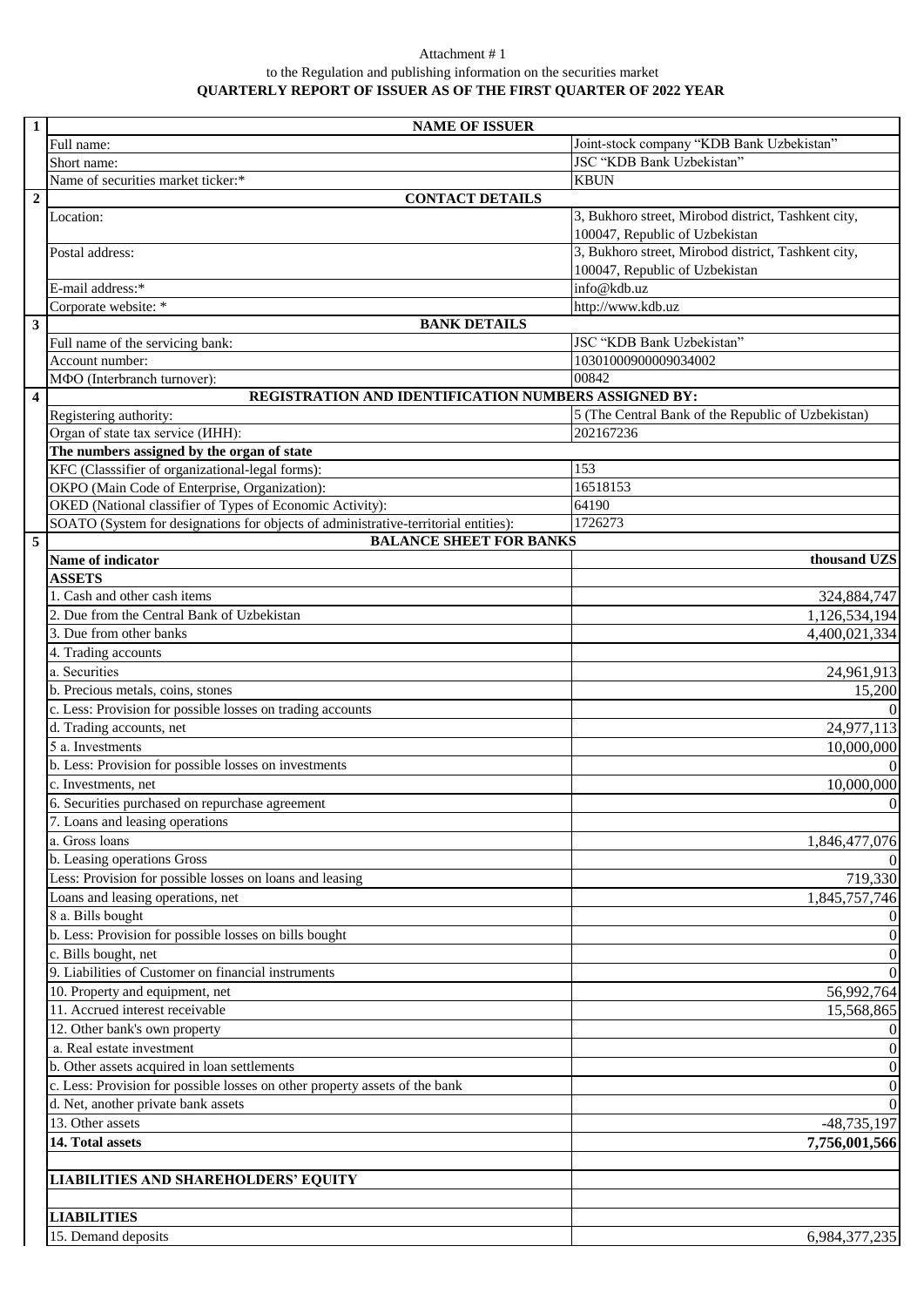Attachment # 1

to the Regulation and publishing information on the securities market

**QUARTERLY REPORT OF ISSUER AS OF THE FIRST QUARTER OF 2022 YEAR**

| | | |
|---|---|---|
| **1** | **NAME OF ISSUER** | |
| | Full name: | Joint-stock company "KDB Bank Uzbekistan" |
| | Short name: | JSC "KDB Bank Uzbekistan" |
| | Name of securities market ticker:* | KBUN |
| **2** | **CONTACT DETAILS** | |
| | Location: | 3, Bukhoro street, Mirobod district, Tashkent city, 100047, Republic of Uzbekistan |
| | Postal address: | 3, Bukhoro street, Mirobod district, Tashkent city, 100047, Republic of Uzbekistan |
| | E-mail address:* | info@kdb.uz |
| | Corporate website: * | http://www.kdb.uz |
| **3** | **BANK DETAILS** | |
| | Full name of the servicing bank: | JSC "KDB Bank Uzbekistan" |
| | Account number: | 10301000900009034002 |
| | МФО (Interbranch turnover): | 00842 |
| **4** | **REGISTRATION AND IDENTIFICATION NUMBERS ASSIGNED BY:** | |
| | Registering authority: | 5 (The Central Bank of the Republic of Uzbekistan) |
| | Organ of state tax service (ИНН): | 202167236 |
| | **The numbers assigned by the organ of state** | |
| | KFC (Classsifier of organizational-legal forms): | 153 |
| | OKPO (Main Code of Enterprise, Organization): | 16518153 |
| | OKED (National classifier of Types of Economic Activity): | 64190 |
| | SOATO (System for designations for objects of administrative-territorial entities): | 1726273 |
| **5** | **BALANCE SHEET FOR BANKS** | |
| | **Name of indicator** | **thousand UZS** |
| | **ASSETS** | |
| | 1. Cash and other cash items | 324,884,747 |
| | 2. Due from the Central Bank of Uzbekistan | 1,126,534,194 |
| | 3. Due from other banks | 4,400,021,334 |
| | 4. Trading accounts | |
| | a. Securities | 24,961,913 |
| | b. Precious metals, coins, stones | 15,200 |
| | c. Less: Provision for possible losses on trading accounts | 0 |
| | d. Trading accounts, net | 24,977,113 |
| | 5 a. Investments | 10,000,000 |
| | b. Less: Provision for possible losses on investments | 0 |
| | c. Investments, net | 10,000,000 |
| | 6. Securities purchased on repurchase agreement | 0 |
| | 7. Loans and leasing operations | |
| | a. Gross loans | 1,846,477,076 |
| | b. Leasing operations Gross | 0 |
| | Less: Provision for possible losses on loans and leasing | 719,330 |
| | Loans and leasing operations, net | 1,845,757,746 |
| | 8 a. Bills bought | 0 |
| | b. Less: Provision for possible losses on bills bought | 0 |
| | c. Bills bought, net | 0 |
| | 9. Liabilities of Customer on financial instruments | 0 |
| | 10. Property and equipment, net | 56,992,764 |
| | 11. Accrued interest receivable | 15,568,865 |
| | 12. Other bank's own property | 0 |
| | a. Real estate investment | 0 |
| | b. Other assets acquired in loan settlements | 0 |
| | c. Less: Provision for possible losses on other property assets of the bank | 0 |
| | d. Net, another private bank assets | 0 |
| | 13. Other assets | -48,735,197 |
| | **14. Total assets** | **7,756,001,566** |
| | | |
| | **LIABILITIES AND SHAREHOLDERS' EQUITY** | |
| | | |
| | **LIABILITIES** | |
| | 15. Demand deposits | 6,984,377,235 |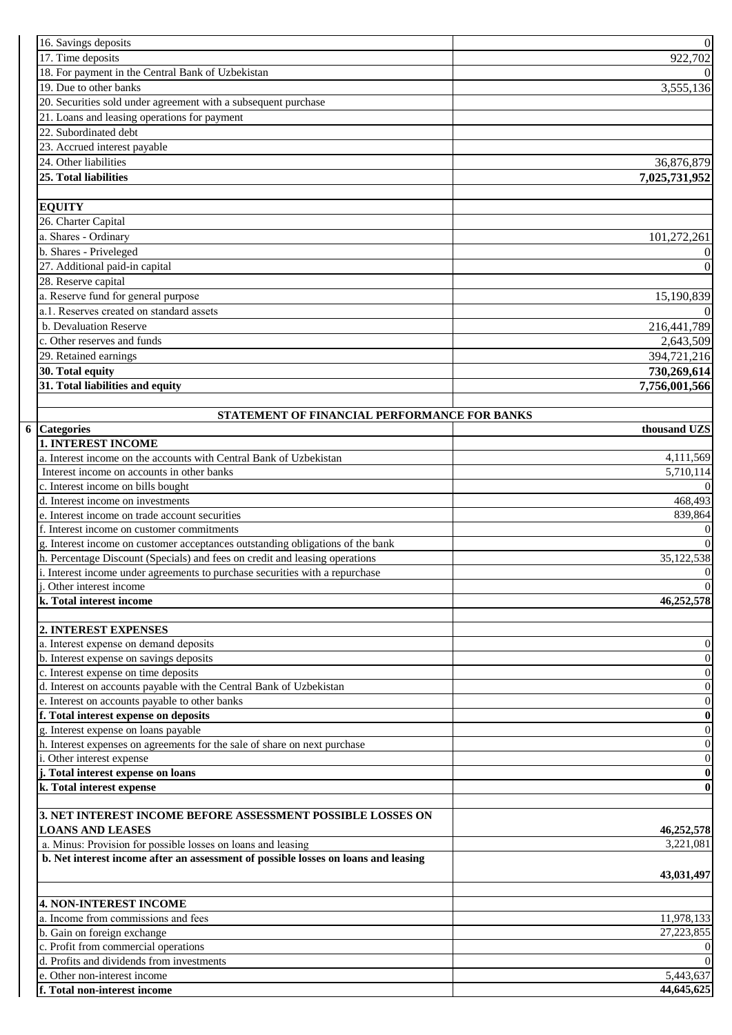| | |
|---|---|
| 16. Savings deposits | 0 |
| 17. Time deposits | 922,702 |
| 18. For payment in the Central Bank of Uzbekistan | 0 |
| 19. Due to other banks | 3,555,136 |
| 20. Securities sold under agreement with a subsequent purchase | |
| 21. Loans and leasing operations for payment | |
| 22. Subordinated debt | |
| 23. Accrued interest payable | |
| 24. Other liabilities | 36,876,879 |
| **25. Total liabilities** | **7,025,731,952** |
| | |
| **EQUITY** | |
| 26. Charter Capital | |
| a. Shares - Ordinary | 101,272,261 |
| b. Shares - Priveleged | 0 |
| 27. Additional paid-in capital | 0 |
| 28. Reserve capital | |
| a. Reserve fund for general purpose | 15,190,839 |
| a.1. Reserves created on standard assets | 0 |
| b. Devaluation Reserve | 216,441,789 |
| c. Other reserves and funds | 2,643,509 |
| 29. Retained earnings | 394,721,216 |
| **30. Total equity** | **730,269,614** |
| **31. Total liabilities and equity** | **7,756,001,566** |

**STATEMENT OF FINANCIAL PERFORMANCE FOR BANKS**

| 6 **Categories** | **thousand UZS** |
|---|---|
| **1. INTEREST INCOME** | |
| a. Interest income on the accounts with Central Bank of Uzbekistan | 4,111,569 |
| Interest income on accounts in other banks | 5,710,114 |
| c. Interest income on bills bought | 0 |
| d. Interest income on investments | 468,493 |
| e. Interest income on trade account securities | 839,864 |
| f. Interest income on customer commitments | 0 |
| g. Interest income on customer acceptances outstanding obligations of the bank | 0 |
| h. Percentage Discount (Specials) and fees on credit and leasing operations | 35,122,538 |
| i. Interest income under agreements to purchase securities with a repurchase | 0 |
| j. Other interest income | 0 |
| **k. Total interest income** | **46,252,578** |
| | |
| **2. INTEREST EXPENSES** | |
| a. Interest expense on demand deposits | 0 |
| b. Interest expense on savings deposits | 0 |
| c. Interest expense on time deposits | 0 |
| d. Interest on accounts payable with the Central Bank of Uzbekistan | 0 |
| e. Interest on accounts payable to other banks | 0 |
| **f. Total interest expense on deposits** | **0** |
| g. Interest expense on loans payable | 0 |
| h. Interest expenses on agreements for the sale of share on next purchase | 0 |
| i. Other interest expense | 0 |
| **j. Total interest expense on loans** | **0** |
| **k. Total interest expense** | **0** |
| | |
| **3. NET INTEREST INCOME BEFORE ASSESSMENT POSSIBLE LOSSES ON LOANS AND LEASES** | **46,252,578** |
| a. Minus: Provision for possible losses on loans and leasing | 3,221,081 |
| **b. Net interest income after an assessment of possible losses on loans and leasing** | **43,031,497** |
| | |
| **4. NON-INTEREST INCOME** | |
| a. Income from commissions and fees | 11,978,133 |
| b. Gain on foreign exchange | 27,223,855 |
| c. Profit from commercial operations | 0 |
| d. Profits and dividends from investments | 0 |
| e. Other non-interest income | 5,443,637 |
| **f. Total non-interest income** | **44,645,625** |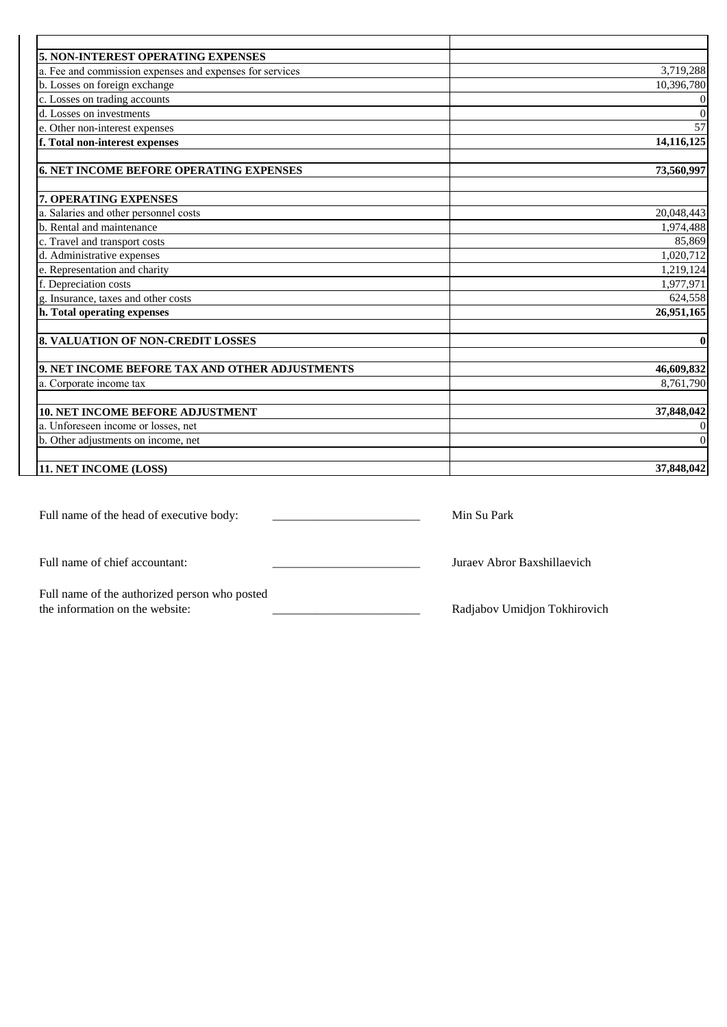| | |
|---|---|
| **5. NON-INTEREST OPERATING EXPENSES** | |
| a. Fee and commission expenses and expenses for services | 3,719,288 |
| b. Losses on foreign exchange | 10,396,780 |
| c. Losses on trading accounts | 0 |
| d. Losses on investments | 0 |
| e. Other non-interest expenses | 57 |
| **f. Total non-interest expenses** | **14,116,125** |
| | |
| **6. NET INCOME BEFORE OPERATING EXPENSES** | **73,560,997** |
| | |
| **7. OPERATING EXPENSES** | |
| a. Salaries and other personnel costs | 20,048,443 |
| b. Rental and maintenance | 1,974,488 |
| c. Travel and transport costs | 85,869 |
| d. Administrative expenses | 1,020,712 |
| e. Representation and charity | 1,219,124 |
| f. Depreciation costs | 1,977,971 |
| g. Insurance, taxes and other costs | 624,558 |
| **h. Total operating expenses** | **26,951,165** |
| | |
| **8. VALUATION OF NON-CREDIT LOSSES** | **0** |
| | |
| **9. NET INCOME BEFORE TAX AND OTHER ADJUSTMENTS** | **46,609,832** |
| a. Corporate income tax | 8,761,790 |
| | |
| **10. NET INCOME BEFORE ADJUSTMENT** | **37,848,042** |
| a. Unforeseen income or losses, net | 0 |
| b. Other adjustments on income, net | 0 |
| | |
| **11. NET INCOME (LOSS)** | **37,848,042** |

Full name of the head of executive body: ________________________ Min Su Park

Full name of chief accountant: ________________________ Juraev Abror Baxshillaevich

Full name of the authorized person who posted the information on the website: ________________________ Radjabov Umidjon Tokhirovich